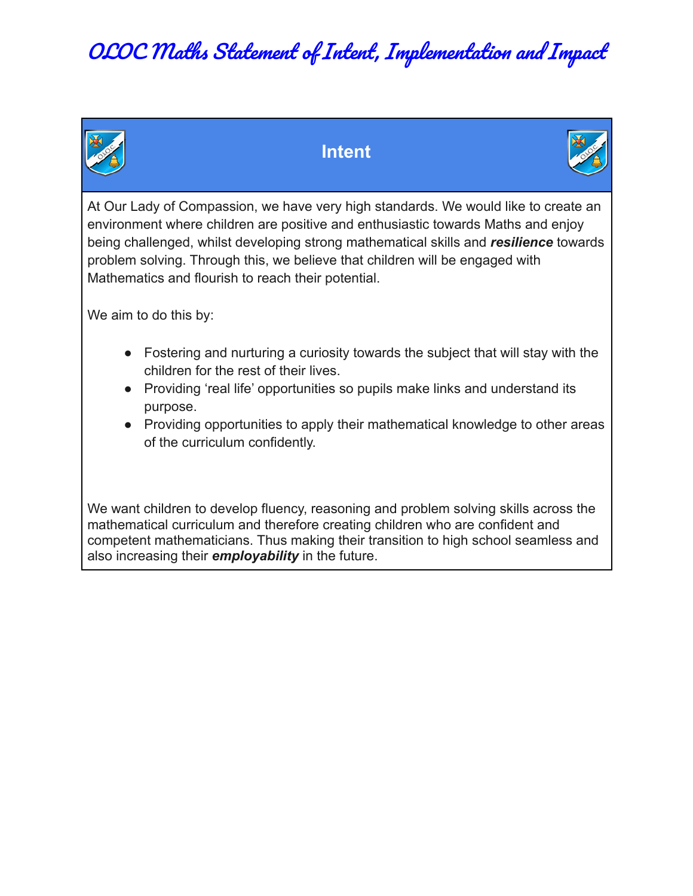# OLOC Maths Statement of Intent, Implementation and Impact

## Intent

At Our Lady of Compassion, we have very high standards. We would like to create an environment where children are positive and enthusiastic towards Maths and enjoy being challenged, whilst developing strong mathematical skills and ***resilience*** towards problem solving. Through this, we believe that children will be engaged with Mathematics and flourish to reach their potential.

We aim to do this by:

- Fostering and nurturing a curiosity towards the subject that will stay with the children for the rest of their lives.
- Providing 'real life' opportunities so pupils make links and understand its purpose.
- Providing opportunities to apply their mathematical knowledge to other areas of the curriculum confidently.

We want children to develop fluency, reasoning and problem solving skills across the mathematical curriculum and therefore creating children who are confident and competent mathematicians. Thus making their transition to high school seamless and also increasing their ***employability*** in the future.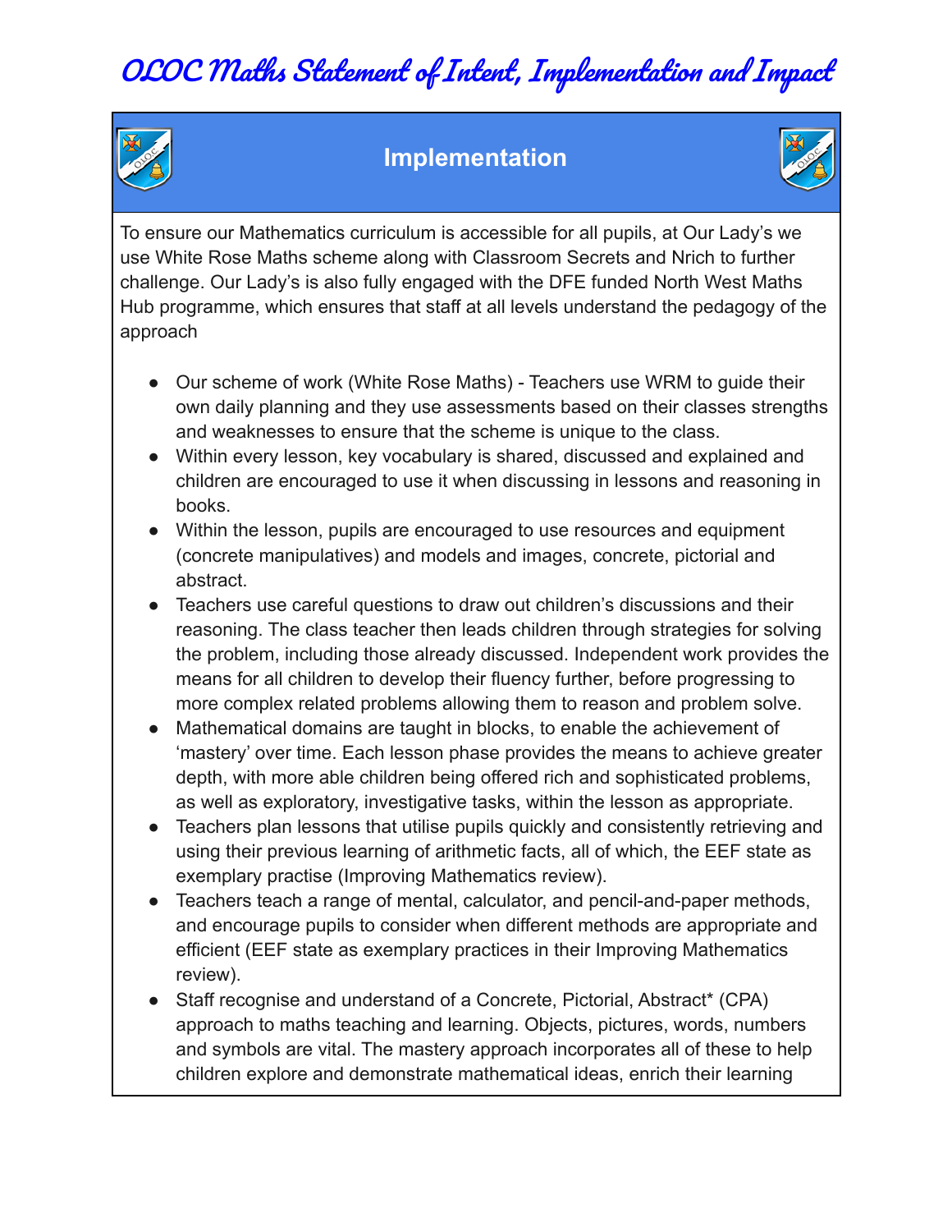# OLOC Maths Statement of Intent, Implementation and Impact

## Implementation

To ensure our Mathematics curriculum is accessible for all pupils, at Our Lady's we use White Rose Maths scheme along with Classroom Secrets and Nrich to further challenge. Our Lady's is also fully engaged with the DFE funded North West Maths Hub programme, which ensures that staff at all levels understand the pedagogy of the approach

- Our scheme of work (White Rose Maths) - Teachers use WRM to guide their own daily planning and they use assessments based on their classes strengths and weaknesses to ensure that the scheme is unique to the class.
- Within every lesson, key vocabulary is shared, discussed and explained and children are encouraged to use it when discussing in lessons and reasoning in books.
- Within the lesson, pupils are encouraged to use resources and equipment (concrete manipulatives) and models and images, concrete, pictorial and abstract.
- Teachers use careful questions to draw out children's discussions and their reasoning. The class teacher then leads children through strategies for solving the problem, including those already discussed. Independent work provides the means for all children to develop their fluency further, before progressing to more complex related problems allowing them to reason and problem solve.
- Mathematical domains are taught in blocks, to enable the achievement of 'mastery' over time. Each lesson phase provides the means to achieve greater depth, with more able children being offered rich and sophisticated problems, as well as exploratory, investigative tasks, within the lesson as appropriate.
- Teachers plan lessons that utilise pupils quickly and consistently retrieving and using their previous learning of arithmetic facts, all of which, the EEF state as exemplary practise (Improving Mathematics review).
- Teachers teach a range of mental, calculator, and pencil-and-paper methods, and encourage pupils to consider when different methods are appropriate and efficient (EEF state as exemplary practices in their Improving Mathematics review).
- Staff recognise and understand of a Concrete, Pictorial, Abstract* (CPA) approach to maths teaching and learning. Objects, pictures, words, numbers and symbols are vital. The mastery approach incorporates all of these to help children explore and demonstrate mathematical ideas, enrich their learning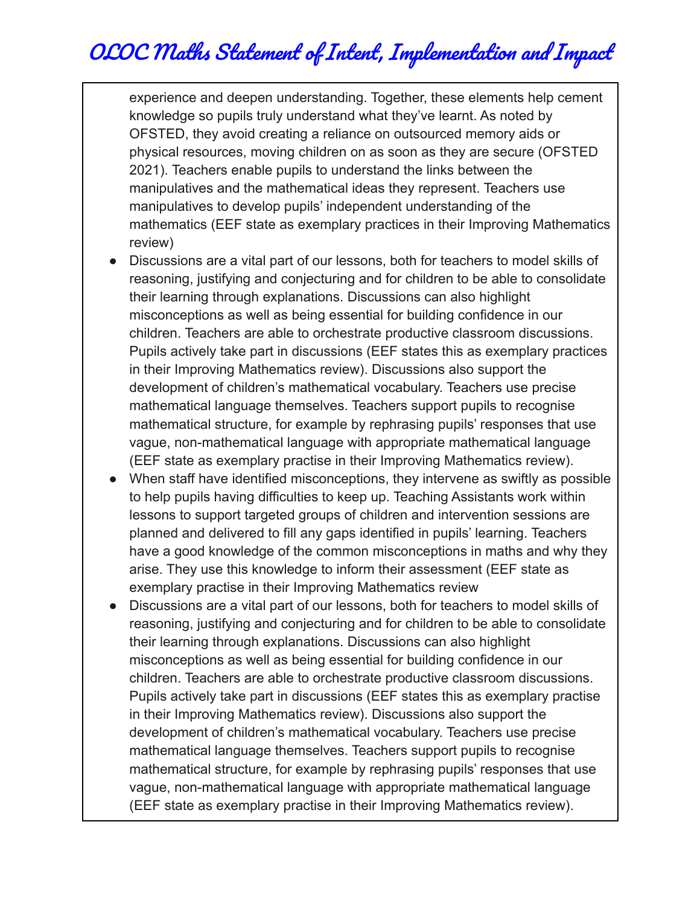experience and deepen understanding. Together, these elements help cement knowledge so pupils truly understand what they've learnt. As noted by OFSTED, they avoid creating a reliance on outsourced memory aids or physical resources, moving children on as soon as they are secure (OFSTED 2021). Teachers enable pupils to understand the links between the manipulatives and the mathematical ideas they represent. Teachers use manipulatives to develop pupils' independent understanding of the mathematics (EEF state as exemplary practices in their Improving Mathematics review)

- Discussions are a vital part of our lessons, both for teachers to model skills of reasoning, justifying and conjecturing and for children to be able to consolidate their learning through explanations. Discussions can also highlight misconceptions as well as being essential for building confidence in our children. Teachers are able to orchestrate productive classroom discussions. Pupils actively take part in discussions (EEF states this as exemplary practices in their Improving Mathematics review). Discussions also support the development of children's mathematical vocabulary. Teachers use precise mathematical language themselves. Teachers support pupils to recognise mathematical structure, for example by rephrasing pupils' responses that use vague, non-mathematical language with appropriate mathematical language (EEF state as exemplary practise in their Improving Mathematics review).
- When staff have identified misconceptions, they intervene as swiftly as possible to help pupils having difficulties to keep up. Teaching Assistants work within lessons to support targeted groups of children and intervention sessions are planned and delivered to fill any gaps identified in pupils' learning. Teachers have a good knowledge of the common misconceptions in maths and why they arise. They use this knowledge to inform their assessment (EEF state as exemplary practise in their Improving Mathematics review
- Discussions are a vital part of our lessons, both for teachers to model skills of reasoning, justifying and conjecturing and for children to be able to consolidate their learning through explanations. Discussions can also highlight misconceptions as well as being essential for building confidence in our children. Teachers are able to orchestrate productive classroom discussions. Pupils actively take part in discussions (EEF states this as exemplary practise in their Improving Mathematics review). Discussions also support the development of children's mathematical vocabulary. Teachers use precise mathematical language themselves. Teachers support pupils to recognise mathematical structure, for example by rephrasing pupils' responses that use vague, non-mathematical language with appropriate mathematical language (EEF state as exemplary practise in their Improving Mathematics review).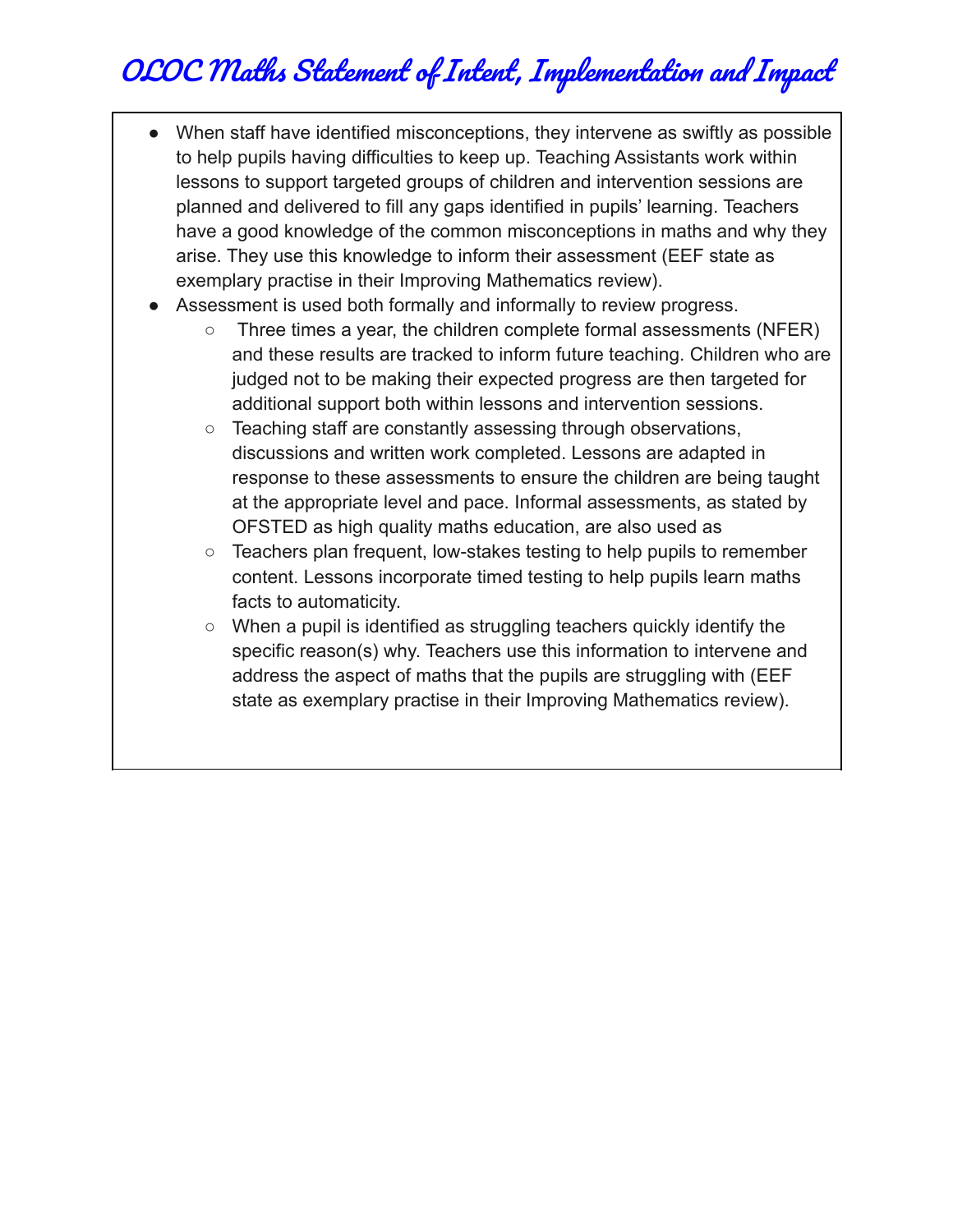# OLOC Maths Statement of Intent, Implementation and Impact

- When staff have identified misconceptions, they intervene as swiftly as possible to help pupils having difficulties to keep up. Teaching Assistants work within lessons to support targeted groups of children and intervention sessions are planned and delivered to fill any gaps identified in pupils' learning. Teachers have a good knowledge of the common misconceptions in maths and why they arise. They use this knowledge to inform their assessment (EEF state as exemplary practise in their Improving Mathematics review).
- Assessment is used both formally and informally to review progress.
    - Three times a year, the children complete formal assessments (NFER) and these results are tracked to inform future teaching. Children who are judged not to be making their expected progress are then targeted for additional support both within lessons and intervention sessions.
    - Teaching staff are constantly assessing through observations, discussions and written work completed. Lessons are adapted in response to these assessments to ensure the children are being taught at the appropriate level and pace. Informal assessments, as stated by OFSTED as high quality maths education, are also used as
    - Teachers plan frequent, low-stakes testing to help pupils to remember content. Lessons incorporate timed testing to help pupils learn maths facts to automaticity.
    - When a pupil is identified as struggling teachers quickly identify the specific reason(s) why. Teachers use this information to intervene and address the aspect of maths that the pupils are struggling with (EEF state as exemplary practise in their Improving Mathematics review).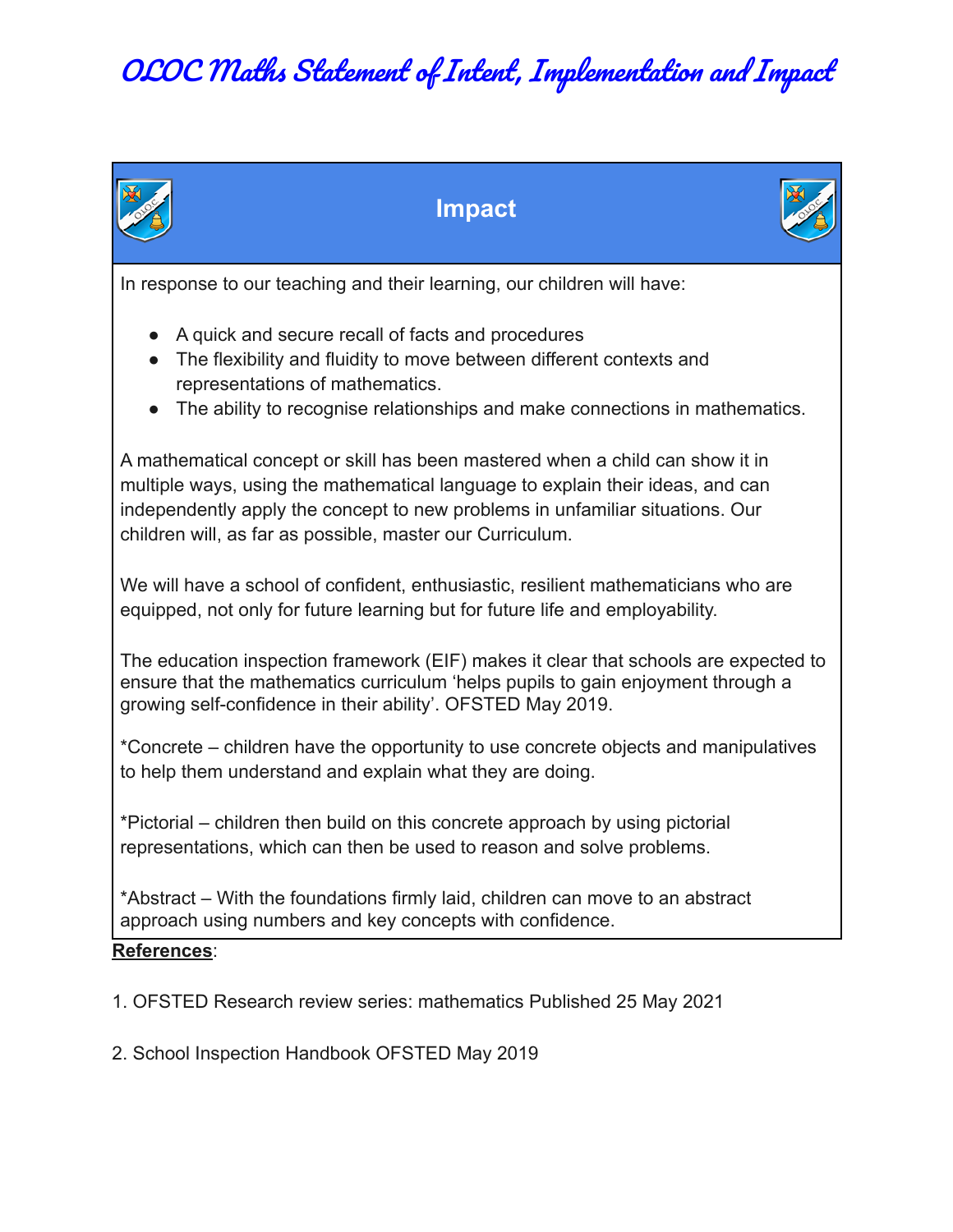# OLOC Maths Statement of Intent, Implementation and Impact

## Impact

In response to our teaching and their learning, our children will have:

- A quick and secure recall of facts and procedures
- The flexibility and fluidity to move between different contexts and representations of mathematics.
- The ability to recognise relationships and make connections in mathematics.

A mathematical concept or skill has been mastered when a child can show it in multiple ways, using the mathematical language to explain their ideas, and can independently apply the concept to new problems in unfamiliar situations. Our children will, as far as possible, master our Curriculum.

We will have a school of confident, enthusiastic, resilient mathematicians who are equipped, not only for future learning but for future life and employability.

The education inspection framework (EIF) makes it clear that schools are expected to ensure that the mathematics curriculum 'helps pupils to gain enjoyment through a growing self-confidence in their ability'. OFSTED May 2019.

*Concrete – children have the opportunity to use concrete objects and manipulatives to help them understand and explain what they are doing.

*Pictorial – children then build on this concrete approach by using pictorial representations, which can then be used to reason and solve problems.

*Abstract – With the foundations firmly laid, children can move to an abstract approach using numbers and key concepts with confidence.

**References**:

1. OFSTED Research review series: mathematics Published 25 May 2021

2. School Inspection Handbook OFSTED May 2019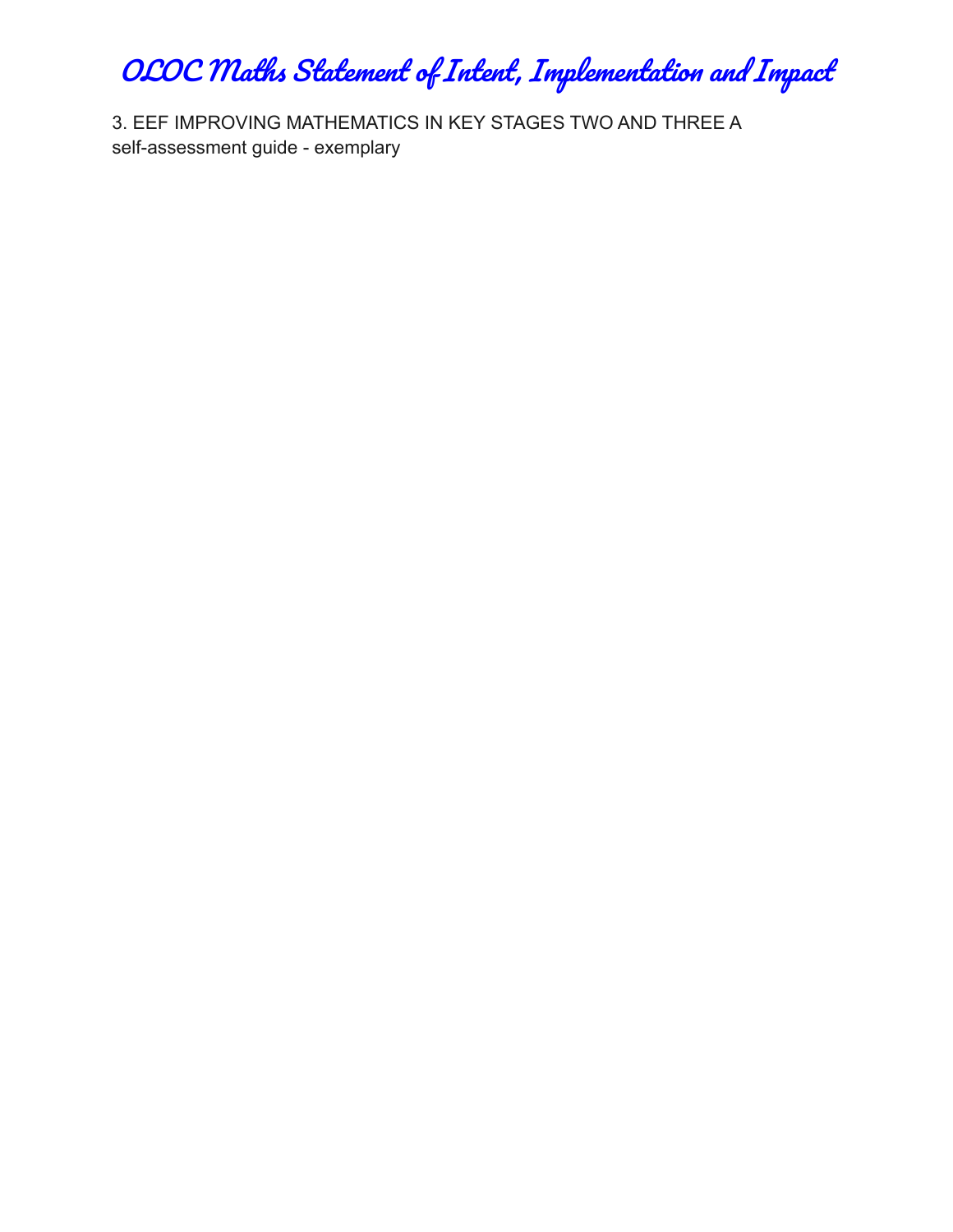3. EEF IMPROVING MATHEMATICS IN KEY STAGES TWO AND THREE A self-assessment guide - exemplary